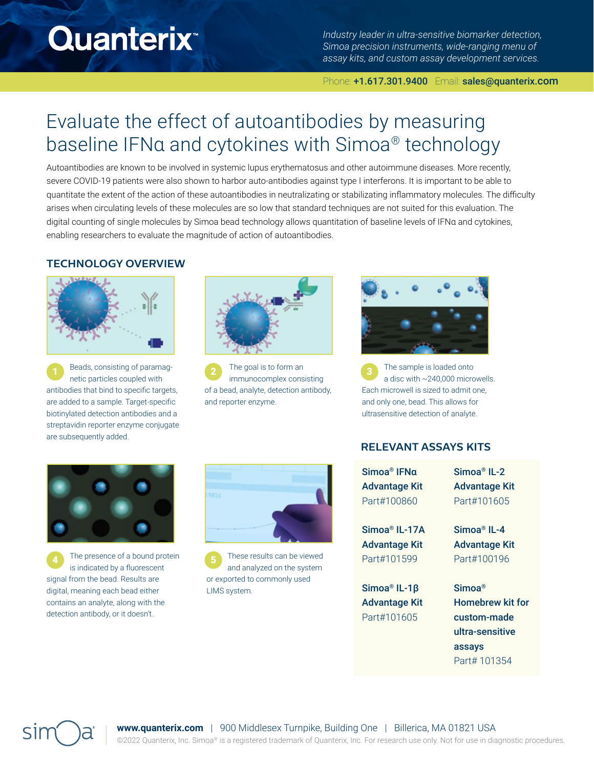Quanterix™

*Industry leader in ultra-sensitive biomarker detection, Simoa precision instruments, wide-ranging menu of assay kits, and custom assay development services.*

Phone: **+1.617.301.9400** Email: **sales@quanterix.com**

# Evaluate the effect of autoantibodies by measuring baseline IFNα and cytokines with Simoa® technology

Autoantibodies are known to be involved in systemic lupus erythematosus and other autoimmune diseases. More recently, severe COVID-19 patients were also shown to harbor auto-antibodies against type I interferons. It is important to be able to quantitate the extent of the action of these autoantibodies in neutralizing or stabilizating inflammatory molecules. The difficulty arises when circulating levels of these molecules are so low that standard techniques are not suited for this evaluation. The digital counting of single molecules by Simoa bead technology allows quantitation of baseline levels of IFNα and cytokines, enabling researchers to evaluate the magnitude of action of autoantibodies.

## TECHNOLOGY OVERVIEW

1. Beads, consisting of paramagnetic particles coupled with antibodies that bind to specific targets, are added to a sample. Target-specific biotinylated detection antibodies and a streptavidin reporter enzyme conjugate are subsequently added.
2. The goal is to form an immunocomplex consisting of a bead, analyte, detection antibody, and reporter enzyme.
3. The sample is loaded onto a disc with ~240,000 microwells. Each microwell is sized to admit one, and only one, bead. This allows for ultrasensitive detection of analyte.
4. The presence of a bound protein is indicated by a fluorescent signal from the bead. Results are digital, meaning each bead either contains an analyte, along with the detection antibody, or it doesn't.
5. These results can be viewed and analyzed on the system or exported to commonly used LIMS system.

## RELEVANT ASSAYS KITS

**Simoa® IFNα Advantage Kit**
Part#100860

**Simoa® IL-2 Advantage Kit**
Part#101605

**Simoa® IL-17A Advantage Kit**
Part#101599

**Simoa® IL-4 Advantage Kit**
Part#100196

**Simoa® IL-1β Advantage Kit**
Part#101605

**Simoa® Homebrew kit for custom-made ultra-sensitive assays**
Part# 101354

**www.quanterix.com** | 900 Middlesex Turnpike, Building One | Billerica, MA 01821 USA

©2022 Quanterix, Inc. Simoa® is a registered trademark of Quanterix, Inc. For research use only. Not for use in diagnostic procedures.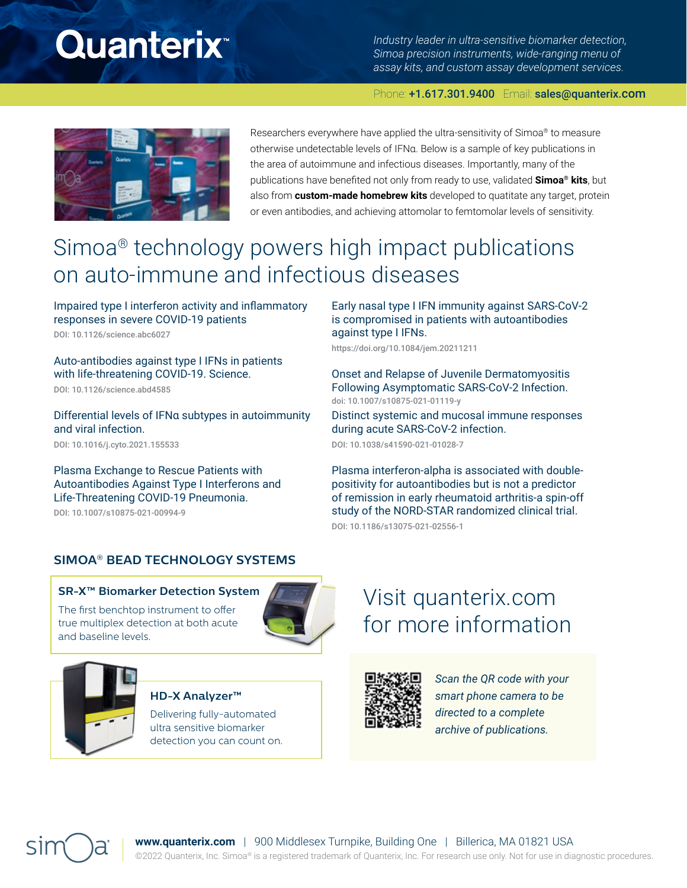# Quanterix™

*Industry leader in ultra-sensitive biomarker detection, Simoa precision instruments, wide-ranging menu of assay kits, and custom assay development services.*

Phone: **+1.617.301.9400** Email: **sales@quanterix.com**

Researchers everywhere have applied the ultra-sensitivity of Simoa® to measure otherwise undetectable levels of IFNα. Below is a sample of key publications in the area of autoimmune and infectious diseases. Importantly, many of the publications have benefited not only from ready to use, validated **Simoa® kits**, but also from **custom-made homebrew kits** developed to quatitate any target, protein or even antibodies, and achieving attomolar to femtomolar levels of sensitivity.

## Simoa® technology powers high impact publications on auto-immune and infectious diseases

Impaired type I interferon activity and inflammatory responses in severe COVID-19 patients
DOI: 10.1126/science.abc6027

Auto-antibodies against type I IFNs in patients with life-threatening COVID-19. Science.
DOI: 10.1126/science.abd4585

Differential levels of IFNα subtypes in autoimmunity and viral infection.
DOI: 10.1016/j.cyto.2021.155533

Plasma Exchange to Rescue Patients with Autoantibodies Against Type I Interferons and Life-Threatening COVID-19 Pneumonia.
DOI: 10.1007/s10875-021-00994-9

Early nasal type I IFN immunity against SARS-CoV-2 is compromised in patients with autoantibodies against type I IFNs.
https://doi.org/10.1084/jem.20211211

Onset and Relapse of Juvenile Dermatomyositis Following Asymptomatic SARS-CoV-2 Infection.
doi: 10.1007/s10875-021-01119-y

Distinct systemic and mucosal immune responses during acute SARS-CoV-2 infection.
DOI: 10.1038/s41590-021-01028-7

Plasma interferon-alpha is associated with double-positivity for autoantibodies but is not a predictor of remission in early rheumatoid arthritis-a spin-off study of the NORD-STAR randomized clinical trial.
DOI: 10.1186/s13075-021-02556-1

### SIMOA® BEAD TECHNOLOGY SYSTEMS

**SR-X™ Biomarker Detection System**

The first benchtop instrument to offer true multiplex detection at both acute and baseline levels.

**HD-X Analyzer™**

Delivering fully-automated ultra sensitive biomarker detection you can count on.

## Visit quanterix.com for more information

*Scan the QR code with your smart phone camera to be directed to a complete archive of publications.*

**www.quanterix.com** | 900 Middlesex Turnpike, Building One | Billerica, MA 01821 USA

©2022 Quanterix, Inc. Simoa® is a registered trademark of Quanterix, Inc. For research use only. Not for use in diagnostic procedures.